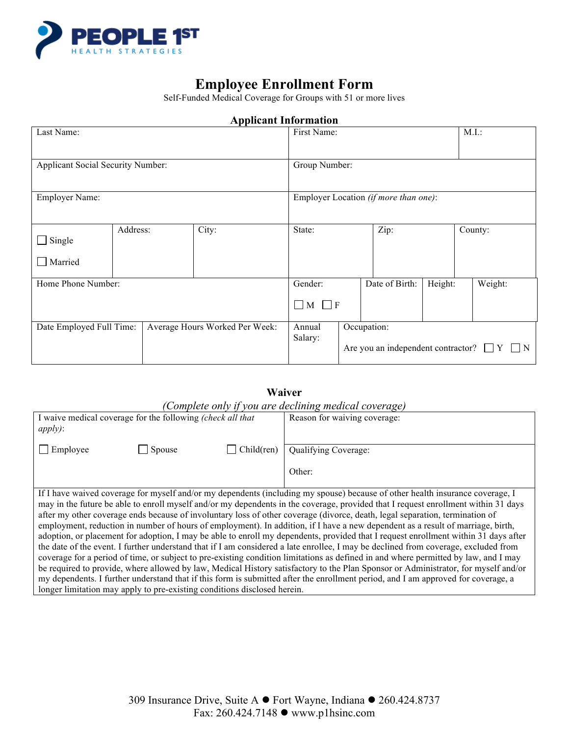PEOPLE 1ST
HEALTH STRATEGIES

# Employee Enrollment Form

Self-Funded Medical Coverage for Groups with 51 or more lives

## Applicant Information

| Last Name: | | | First Name: | | M.I.: |
|---|---|---|---|---|---|
| Applicant Social Security Number: | | | Group Number: | | |
| Employer Name: | | | Employer Location *(if more than one)*: | | |
| ☐ Single ☐ Married | Address: | City: | State: | Zip: | County: |
| Home Phone Number: | | | Gender: ☐ M ☐ F | Date of Birth: | Height: | Weight: |
| Date Employed Full Time: | Average Hours Worked Per Week: | | Annual Salary: | Occupation: Are you an independent contractor? ☐ Y ☐ N | |

## Waiver

*(Complete only if you are declining medical coverage)*

| I waive medical coverage for the following *(check all that apply)*: | Reason for waiving coverage: |
|---|---|
| ☐ Employee ☐ Spouse ☐ Child(ren) | Qualifying Coverage: Other: |

If I have waived coverage for myself and/or my dependents (including my spouse) because of other health insurance coverage, I may in the future be able to enroll myself and/or my dependents in the coverage, provided that I request enrollment within 31 days after my other coverage ends because of involuntary loss of other coverage (divorce, death, legal separation, termination of employment, reduction in number of hours of employment). In addition, if I have a new dependent as a result of marriage, birth, adoption, or placement for adoption, I may be able to enroll my dependents, provided that I request enrollment within 31 days after the date of the event. I further understand that if I am considered a late enrollee, I may be declined from coverage, excluded from coverage for a period of time, or subject to pre-existing condition limitations as defined in and where permitted by law, and I may be required to provide, where allowed by law, Medical History satisfactory to the Plan Sponsor or Administrator, for myself and/or my dependents. I further understand that if this form is submitted after the enrollment period, and I am approved for coverage, a longer limitation may apply to pre-existing conditions disclosed herein.

309 Insurance Drive, Suite A ● Fort Wayne, Indiana ● 260.424.8737
Fax: 260.424.7148 ● www.p1hsinc.com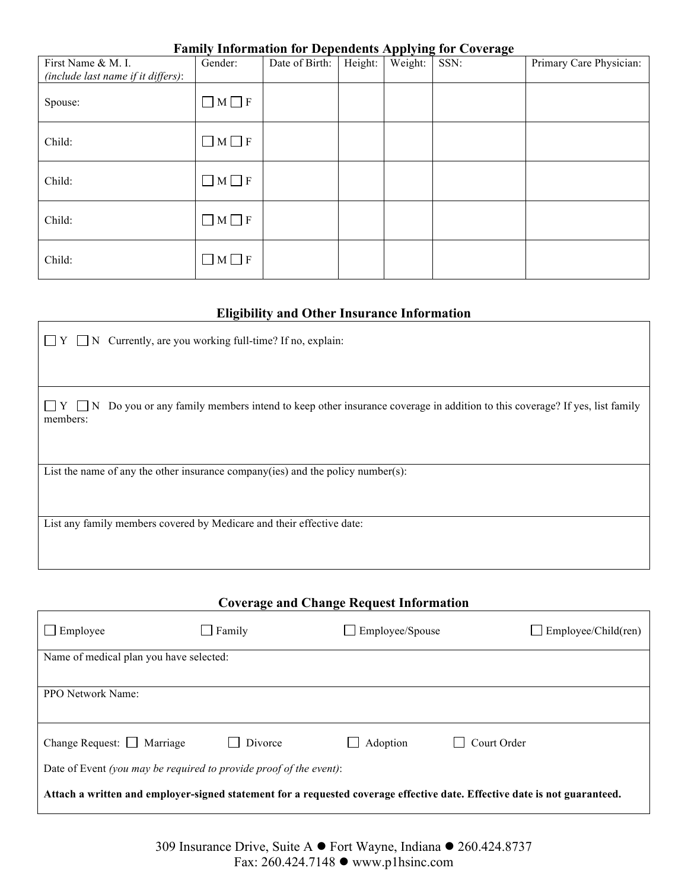## Family Information for Dependents Applying for Coverage

| First Name & M. I. *(include last name if it differs)*: | Gender: | Date of Birth: | Height: | Weight: | SSN: | Primary Care Physician: |
|---|---|---|---|---|---|---|
| Spouse: | ☐ M ☐ F | | | | | |
| Child: | ☐ M ☐ F | | | | | |
| Child: | ☐ M ☐ F | | | | | |
| Child: | ☐ M ☐ F | | | | | |
| Child: | ☐ M ☐ F | | | | | |

## Eligibility and Other Insurance Information

☐ Y ☐ N Currently, are you working full-time? If no, explain:

☐ Y ☐ N Do you or any family members intend to keep other insurance coverage in addition to this coverage? If yes, list family members:

List the name of any the other insurance company(ies) and the policy number(s):

List any family members covered by Medicare and their effective date:

## Coverage and Change Request Information

☐ Employee ☐ Family ☐ Employee/Spouse ☐ Employee/Child(ren)

Name of medical plan you have selected:

PPO Network Name:

Change Request: ☐ Marriage ☐ Divorce ☐ Adoption ☐ Court Order

Date of Event *(you may be required to provide proof of the event)*:

**Attach a written and employer-signed statement for a requested coverage effective date. Effective date is not guaranteed.**

309 Insurance Drive, Suite A ● Fort Wayne, Indiana ● 260.424.8737
Fax: 260.424.7148 ● www.p1hsinc.com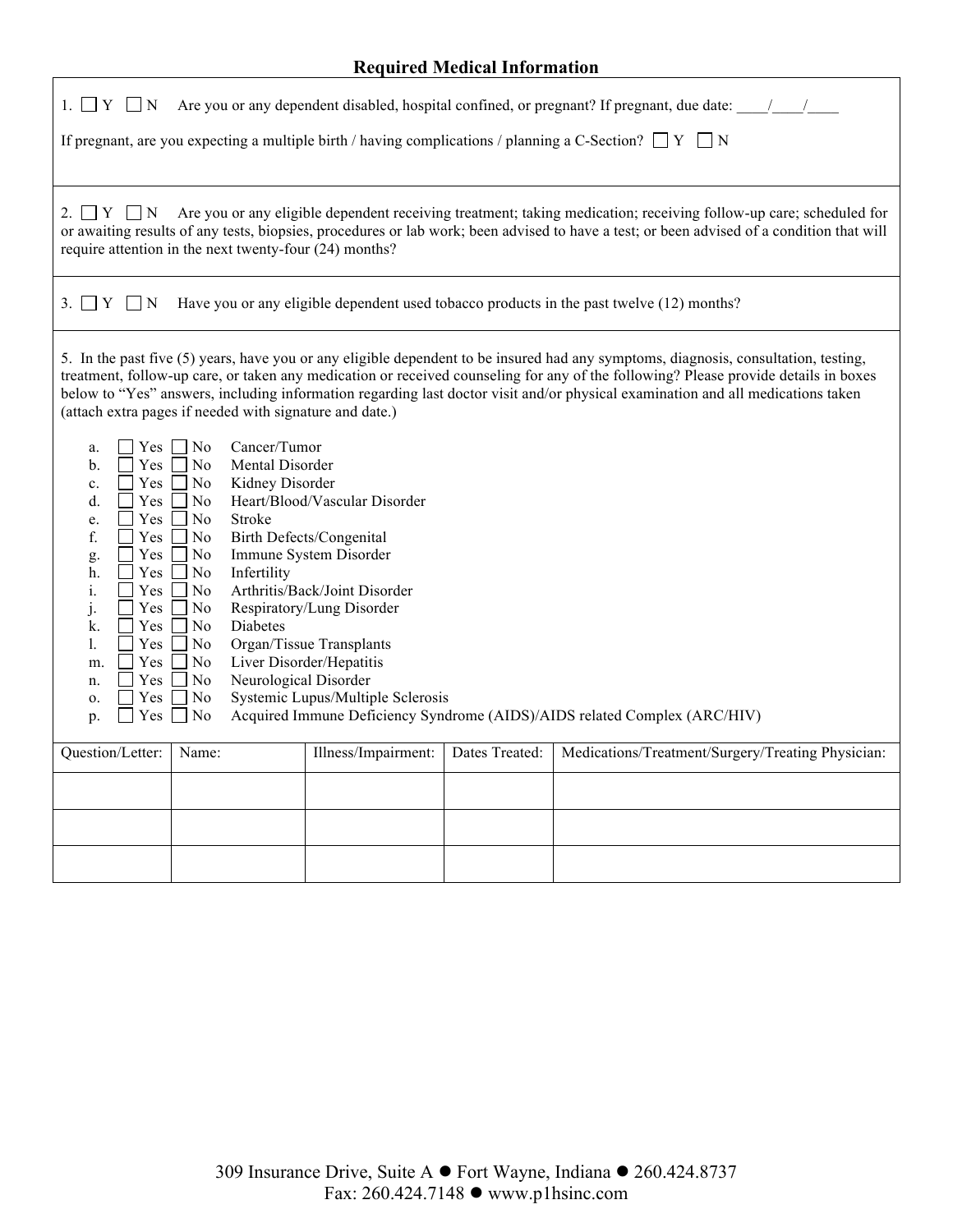## Required Medical Information

1. ☐ Y ☐ N Are you or any dependent disabled, hospital confined, or pregnant? If pregnant, due date: ____/____/____

If pregnant, are you expecting a multiple birth / having complications / planning a C-Section? ☐ Y ☐ N

2. ☐ Y ☐ N Are you or any eligible dependent receiving treatment; taking medication; receiving follow-up care; scheduled for or awaiting results of any tests, biopsies, procedures or lab work; been advised to have a test; or been advised of a condition that will require attention in the next twenty-four (24) months?

3. ☐ Y ☐ N Have you or any eligible dependent used tobacco products in the past twelve (12) months?

5. In the past five (5) years, have you or any eligible dependent to be insured had any symptoms, diagnosis, consultation, testing, treatment, follow-up care, or taken any medication or received counseling for any of the following? Please provide details in boxes below to "Yes" answers, including information regarding last doctor visit and/or physical examination and all medications taken (attach extra pages if needed with signature and date.)

a. ☐ Yes ☐ No Cancer/Tumor
b. ☐ Yes ☐ No Mental Disorder
c. ☐ Yes ☐ No Kidney Disorder
d. ☐ Yes ☐ No Heart/Blood/Vascular Disorder
e. ☐ Yes ☐ No Stroke
f. ☐ Yes ☐ No Birth Defects/Congenital
g. ☐ Yes ☐ No Immune System Disorder
h. ☐ Yes ☐ No Infertility
i. ☐ Yes ☐ No Arthritis/Back/Joint Disorder
j. ☐ Yes ☐ No Respiratory/Lung Disorder
k. ☐ Yes ☐ No Diabetes
l. ☐ Yes ☐ No Organ/Tissue Transplants
m. ☐ Yes ☐ No Liver Disorder/Hepatitis
n. ☐ Yes ☐ No Neurological Disorder
o. ☐ Yes ☐ No Systemic Lupus/Multiple Sclerosis
p. ☐ Yes ☐ No Acquired Immune Deficiency Syndrome (AIDS)/AIDS related Complex (ARC/HIV)

| Question/Letter: | Name: | Illness/Impairment: | Dates Treated: | Medications/Treatment/Surgery/Treating Physician: |
|---|---|---|---|---|
| | | | | |
| | | | | |
| | | | | |

309 Insurance Drive, Suite A ● Fort Wayne, Indiana ● 260.424.8737
Fax: 260.424.7148 ● www.p1hsinc.com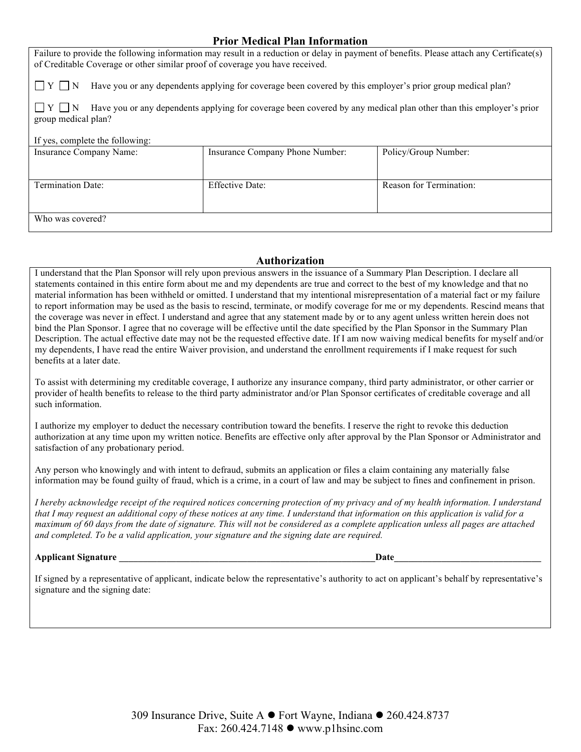## Prior Medical Plan Information

Failure to provide the following information may result in a reduction or delay in payment of benefits. Please attach any Certificate(s) of Creditable Coverage or other similar proof of coverage you have received.

☐ Y ☐ N Have you or any dependents applying for coverage been covered by this employer's prior group medical plan?

☐ Y ☐ N Have you or any dependents applying for coverage been covered by any medical plan other than this employer's prior group medical plan?

If yes, complete the following:

| Insurance Company Name: | Insurance Company Phone Number: | Policy/Group Number: |
|---|---|---|
| Termination Date: | Effective Date: | Reason for Termination: |
| Who was covered? | | |

## Authorization

I understand that the Plan Sponsor will rely upon previous answers in the issuance of a Summary Plan Description. I declare all statements contained in this entire form about me and my dependents are true and correct to the best of my knowledge and that no material information has been withheld or omitted. I understand that my intentional misrepresentation of a material fact or my failure to report information may be used as the basis to rescind, terminate, or modify coverage for me or my dependents. Rescind means that the coverage was never in effect. I understand and agree that any statement made by or to any agent unless written herein does not bind the Plan Sponsor. I agree that no coverage will be effective until the date specified by the Plan Sponsor in the Summary Plan Description. The actual effective date may not be the requested effective date. If I am now waiving medical benefits for myself and/or my dependents, I have read the entire Waiver provision, and understand the enrollment requirements if I make request for such benefits at a later date.

To assist with determining my creditable coverage, I authorize any insurance company, third party administrator, or other carrier or provider of health benefits to release to the third party administrator and/or Plan Sponsor certificates of creditable coverage and all such information.

I authorize my employer to deduct the necessary contribution toward the benefits. I reserve the right to revoke this deduction authorization at any time upon my written notice. Benefits are effective only after approval by the Plan Sponsor or Administrator and satisfaction of any probationary period.

Any person who knowingly and with intent to defraud, submits an application or files a claim containing any materially false information may be found guilty of fraud, which is a crime, in a court of law and may be subject to fines and confinement in prison.

*I hereby acknowledge receipt of the required notices concerning protection of my privacy and of my health information. I understand that I may request an additional copy of these notices at any time. I understand that information on this application is valid for a maximum of 60 days from the date of signature. This will not be considered as a complete application unless all pages are attached and completed. To be a valid application, your signature and the signing date are required.*

**Applicant Signature** \_\_\_\_\_\_\_\_\_\_\_\_\_\_\_\_\_\_\_\_\_\_\_\_\_\_\_\_\_\_\_\_\_\_\_\_\_\_\_\_\_\_\_\_\_\_\_\_\_\_\_\_\_\_\_\_**Date**\_\_\_\_\_\_\_\_\_\_\_\_\_\_\_\_\_\_\_\_\_\_\_\_\_\_\_\_\_\_\_\_

If signed by a representative of applicant, indicate below the representative's authority to act on applicant's behalf by representative's signature and the signing date:

309 Insurance Drive, Suite A ● Fort Wayne, Indiana ● 260.424.8737
Fax: 260.424.7148 ● www.p1hsinc.com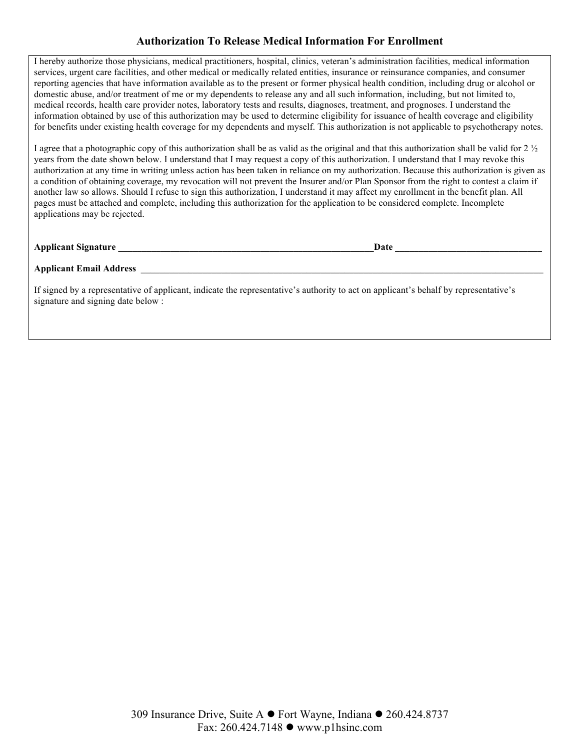## Authorization To Release Medical Information For Enrollment

I hereby authorize those physicians, medical practitioners, hospital, clinics, veteran's administration facilities, medical information services, urgent care facilities, and other medical or medically related entities, insurance or reinsurance companies, and consumer reporting agencies that have information available as to the present or former physical health condition, including drug or alcohol or domestic abuse, and/or treatment of me or my dependents to release any and all such information, including, but not limited to, medical records, health care provider notes, laboratory tests and results, diagnoses, treatment, and prognoses. I understand the information obtained by use of this authorization may be used to determine eligibility for issuance of health coverage and eligibility for benefits under existing health coverage for my dependents and myself. This authorization is not applicable to psychotherapy notes.

I agree that a photographic copy of this authorization shall be as valid as the original and that this authorization shall be valid for 2 ½ years from the date shown below. I understand that I may request a copy of this authorization. I understand that I may revoke this authorization at any time in writing unless action has been taken in reliance on my authorization. Because this authorization is given as a condition of obtaining coverage, my revocation will not prevent the Insurer and/or Plan Sponsor from the right to contest a claim if another law so allows. Should I refuse to sign this authorization, I understand it may affect my enrollment in the benefit plan. All pages must be attached and complete, including this authorization for the application to be considered complete. Incomplete applications may be rejected.

**Applicant Signature** ______________________________ **Date** ________________

**Applicant Email Address** ______________________________________________

If signed by a representative of applicant, indicate the representative's authority to act on applicant's behalf by representative's signature and signing date below :

309 Insurance Drive, Suite A ● Fort Wayne, Indiana ● 260.424.8737
Fax: 260.424.7148 ● www.p1hsinc.com